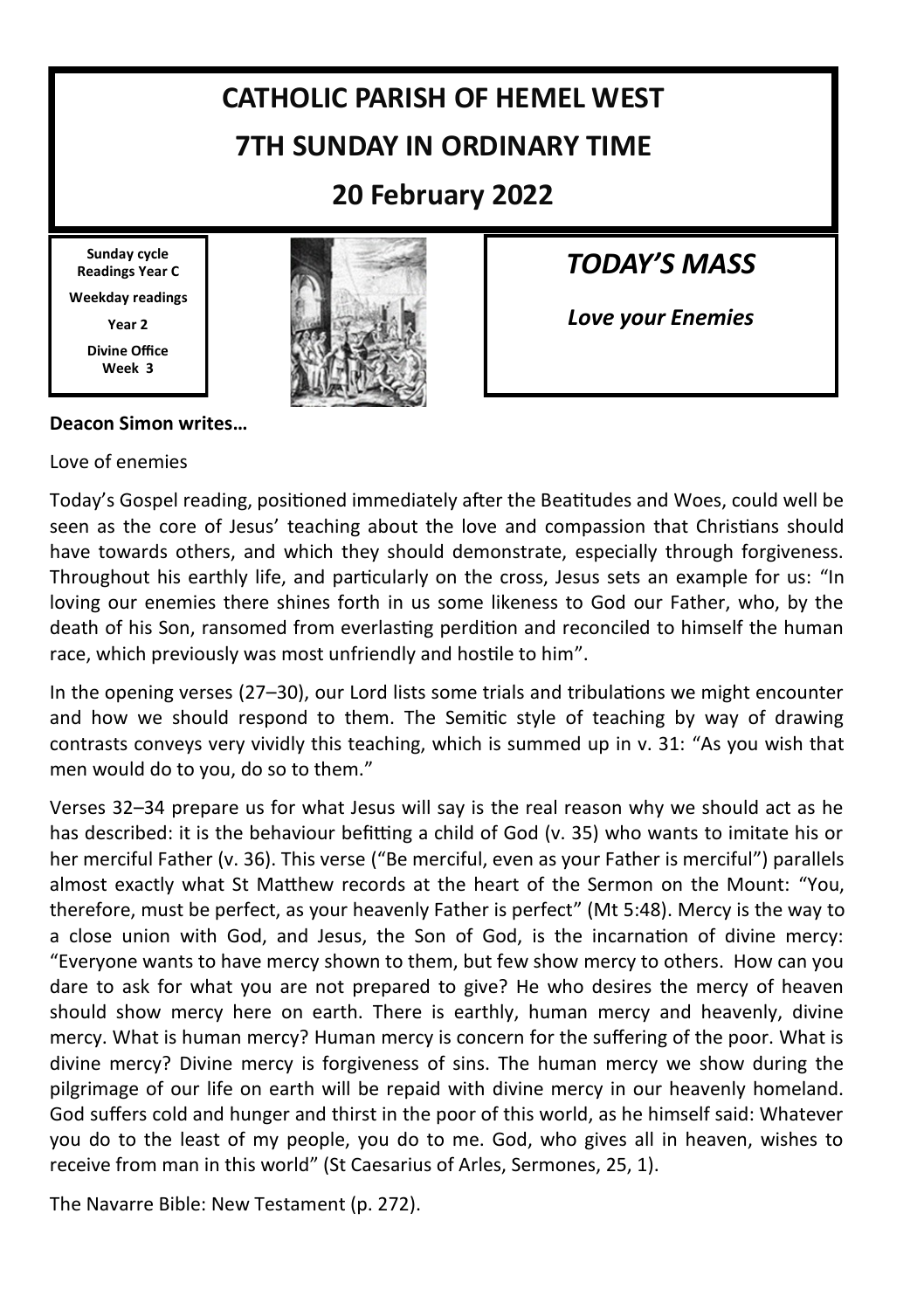# CATHOLIC PARISH OF HEMEL WEST

## 7TH SUNDAY IN ORDINARY TIME

## 20 February 2022

**Sunday cycle Readings Year C**

**Weekday readings**

**Year 2**

**Divine Office Week 3**

## *TODAY'S MASS*

***Love your Enemies***

**Deacon Simon writes…**

Love of enemies

Today's Gospel reading, positioned immediately after the Beatitudes and Woes, could well be seen as the core of Jesus' teaching about the love and compassion that Christians should have towards others, and which they should demonstrate, especially through forgiveness. Throughout his earthly life, and particularly on the cross, Jesus sets an example for us: "In loving our enemies there shines forth in us some likeness to God our Father, who, by the death of his Son, ransomed from everlasting perdition and reconciled to himself the human race, which previously was most unfriendly and hostile to him".

In the opening verses (27–30), our Lord lists some trials and tribulations we might encounter and how we should respond to them. The Semitic style of teaching by way of drawing contrasts conveys very vividly this teaching, which is summed up in v. 31: "As you wish that men would do to you, do so to them."

Verses 32–34 prepare us for what Jesus will say is the real reason why we should act as he has described: it is the behaviour befitting a child of God (v. 35) who wants to imitate his or her merciful Father (v. 36). This verse ("Be merciful, even as your Father is merciful") parallels almost exactly what St Matthew records at the heart of the Sermon on the Mount: "You, therefore, must be perfect, as your heavenly Father is perfect" (Mt 5:48). Mercy is the way to a close union with God, and Jesus, the Son of God, is the incarnation of divine mercy: "Everyone wants to have mercy shown to them, but few show mercy to others. How can you dare to ask for what you are not prepared to give? He who desires the mercy of heaven should show mercy here on earth. There is earthly, human mercy and heavenly, divine mercy. What is human mercy? Human mercy is concern for the suffering of the poor. What is divine mercy? Divine mercy is forgiveness of sins. The human mercy we show during the pilgrimage of our life on earth will be repaid with divine mercy in our heavenly homeland. God suffers cold and hunger and thirst in the poor of this world, as he himself said: Whatever you do to the least of my people, you do to me. God, who gives all in heaven, wishes to receive from man in this world" (St Caesarius of Arles, Sermones, 25, 1).

The Navarre Bible: New Testament (p. 272).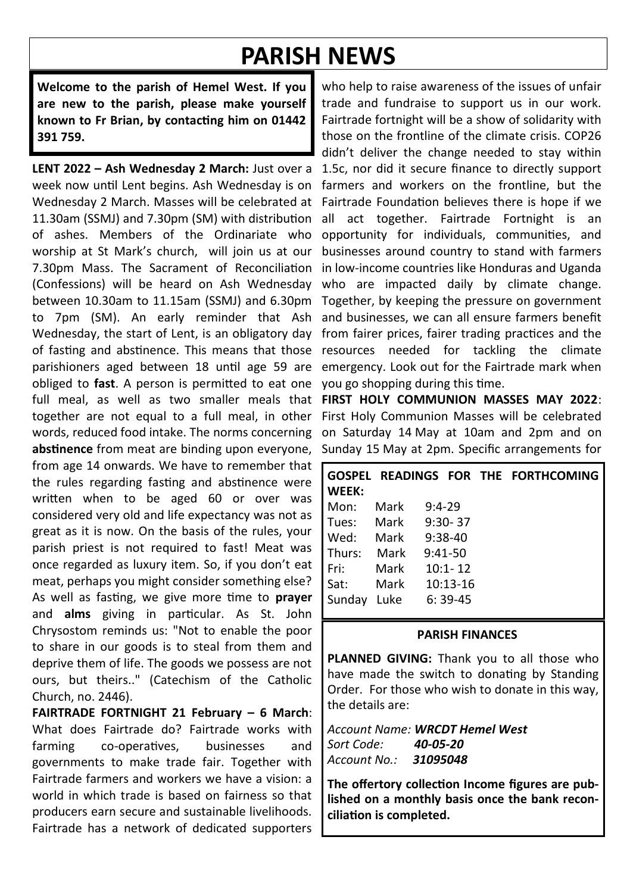# PARISH NEWS

**Welcome to the parish of Hemel West. If you are new to the parish, please make yourself known to Fr Brian, by contacting him on 01442 391 759.**

**LENT 2022 – Ash Wednesday 2 March:** Just over a week now until Lent begins. Ash Wednesday is on Wednesday 2 March. Masses will be celebrated at 11.30am (SSMJ) and 7.30pm (SM) with distribution of ashes. Members of the Ordinariate who worship at St Mark's church, will join us at our 7.30pm Mass. The Sacrament of Reconciliation (Confessions) will be heard on Ash Wednesday between 10.30am to 11.15am (SSMJ) and 6.30pm to 7pm (SM). An early reminder that Ash Wednesday, the start of Lent, is an obligatory day of fasting and abstinence. This means that those parishioners aged between 18 until age 59 are obliged to **fast**. A person is permitted to eat one full meal, as well as two smaller meals that together are not equal to a full meal, in other words, reduced food intake. The norms concerning **abstinence** from meat are binding upon everyone, from age 14 onwards. We have to remember that the rules regarding fasting and abstinence were written when to be aged 60 or over was considered very old and life expectancy was not as great as it is now. On the basis of the rules, your parish priest is not required to fast! Meat was once regarded as luxury item. So, if you don't eat meat, perhaps you might consider something else? As well as fasting, we give more time to **prayer** and **alms** giving in particular. As St. John Chrysostom reminds us: "Not to enable the poor to share in our goods is to steal from them and deprive them of life. The goods we possess are not ours, but theirs.." (Catechism of the Catholic Church, no. 2446).

**FAIRTRADE FORTNIGHT 21 February – 6 March**: What does Fairtrade do? Fairtrade works with farming co-operatives, businesses and governments to make trade fair. Together with Fairtrade farmers and workers we have a vision: a world in which trade is based on fairness so that producers earn secure and sustainable livelihoods. Fairtrade has a network of dedicated supporters who help to raise awareness of the issues of unfair trade and fundraise to support us in our work. Fairtrade fortnight will be a show of solidarity with those on the frontline of the climate crisis. COP26 didn't deliver the change needed to stay within 1.5c, nor did it secure finance to directly support farmers and workers on the frontline, but the Fairtrade Foundation believes there is hope if we all act together. Fairtrade Fortnight is an opportunity for individuals, communities, and businesses around country to stand with farmers in low-income countries like Honduras and Uganda who are impacted daily by climate change. Together, by keeping the pressure on government and businesses, we can all ensure farmers benefit from fairer prices, fairer trading practices and the resources needed for tackling the climate emergency. Look out for the Fairtrade mark when you go shopping during this time.

**FIRST HOLY COMMUNION MASSES MAY 2022**: First Holy Communion Masses will be celebrated on Saturday 14 May at 10am and 2pm and on Sunday 15 May at 2pm. Specific arrangements for

**GOSPEL READINGS FOR THE FORTHCOMING WEEK:**

| | | |
|---|---|---|
| Mon: | Mark | 9:4-29 |
| Tues: | Mark | 9:30- 37 |
| Wed: | Mark | 9:38-40 |
| Thurs: | Mark | 9:41-50 |
| Fri: | Mark | 10:1- 12 |
| Sat: | Mark | 10:13-16 |
| Sunday | Luke | 6: 39-45 |

**PARISH FINANCES**

**PLANNED GIVING:** Thank you to all those who have made the switch to donating by Standing Order. For those who wish to donate in this way, the details are:

*Account Name:* ***WRCDT Hemel West***
*Sort Code:* ***40-05-20***
*Account No.:* ***31095048***

**The offertory collection Income figures are published on a monthly basis once the bank reconciliation is completed.**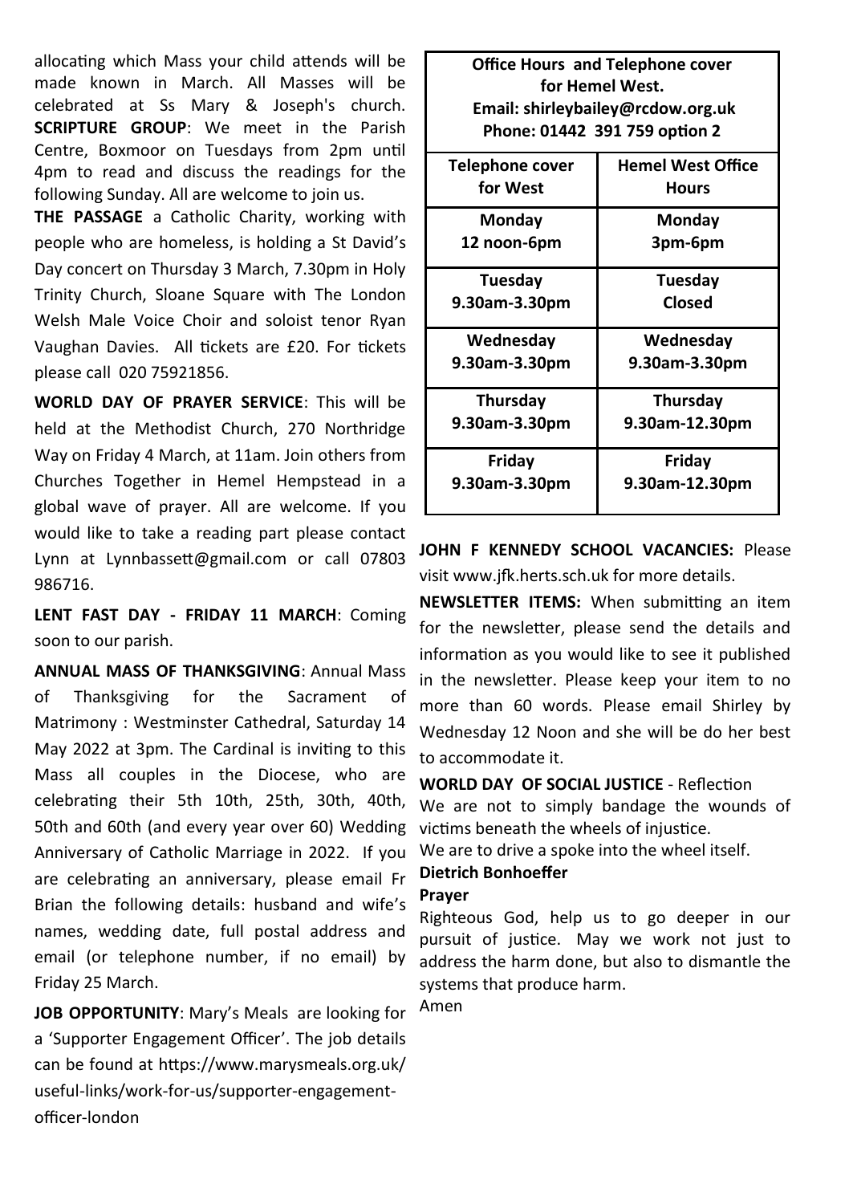allocating which Mass your child attends will be made known in March. All Masses will be celebrated at Ss Mary & Joseph's church. **SCRIPTURE GROUP**: We meet in the Parish Centre, Boxmoor on Tuesdays from 2pm until 4pm to read and discuss the readings for the following Sunday. All are welcome to join us.

**THE PASSAGE** a Catholic Charity, working with people who are homeless, is holding a St David's Day concert on Thursday 3 March, 7.30pm in Holy Trinity Church, Sloane Square with The London Welsh Male Voice Choir and soloist tenor Ryan Vaughan Davies. All tickets are £20. For tickets please call 020 75921856.

**WORLD DAY OF PRAYER SERVICE**: This will be held at the Methodist Church, 270 Northridge Way on Friday 4 March, at 11am. Join others from Churches Together in Hemel Hempstead in a global wave of prayer. All are welcome. If you would like to take a reading part please contact Lynn at Lynnbassett@gmail.com or call 07803 986716.

**LENT FAST DAY - FRIDAY 11 MARCH**: Coming soon to our parish.

**ANNUAL MASS OF THANKSGIVING**: Annual Mass of Thanksgiving for the Sacrament of Matrimony : Westminster Cathedral, Saturday 14 May 2022 at 3pm. The Cardinal is inviting to this Mass all couples in the Diocese, who are celebrating their 5th 10th, 25th, 30th, 40th, 50th and 60th (and every year over 60) Wedding Anniversary of Catholic Marriage in 2022. If you are celebrating an anniversary, please email Fr Brian the following details: husband and wife's names, wedding date, full postal address and email (or telephone number, if no email) by Friday 25 March.

**JOB OPPORTUNITY**: Mary's Meals are looking for a 'Supporter Engagement Officer'. The job details can be found at https://www.marysmeals.org.uk/useful-links/work-for-us/supporter-engagement-officer-london

**Office Hours and Telephone cover for Hemel West.**
**Email: shirleybailey@rcdow.org.uk**
**Phone: 01442 391 759 option 2**

| Telephone cover for West | Hemel West Office Hours |
|---|---|
| **Monday** 12 noon-6pm | **Monday** 3pm-6pm |
| **Tuesday** 9.30am-3.30pm | **Tuesday** Closed |
| **Wednesday** 9.30am-3.30pm | **Wednesday** 9.30am-3.30pm |
| **Thursday** 9.30am-3.30pm | **Thursday** 9.30am-12.30pm |
| **Friday** 9.30am-3.30pm | **Friday** 9.30am-12.30pm |

**JOHN F KENNEDY SCHOOL VACANCIES:** Please visit www.jfk.herts.sch.uk for more details.

**NEWSLETTER ITEMS:** When submitting an item for the newsletter, please send the details and information as you would like to see it published in the newsletter. Please keep your item to no more than 60 words. Please email Shirley by Wednesday 12 Noon and she will be do her best to accommodate it.

**WORLD DAY OF SOCIAL JUSTICE** - Reflection

We are not to simply bandage the wounds of victims beneath the wheels of injustice.

We are to drive a spoke into the wheel itself.

**Dietrich Bonhoeffer**

**Prayer**

Righteous God, help us to go deeper in our pursuit of justice. May we work not just to address the harm done, but also to dismantle the systems that produce harm.

Amen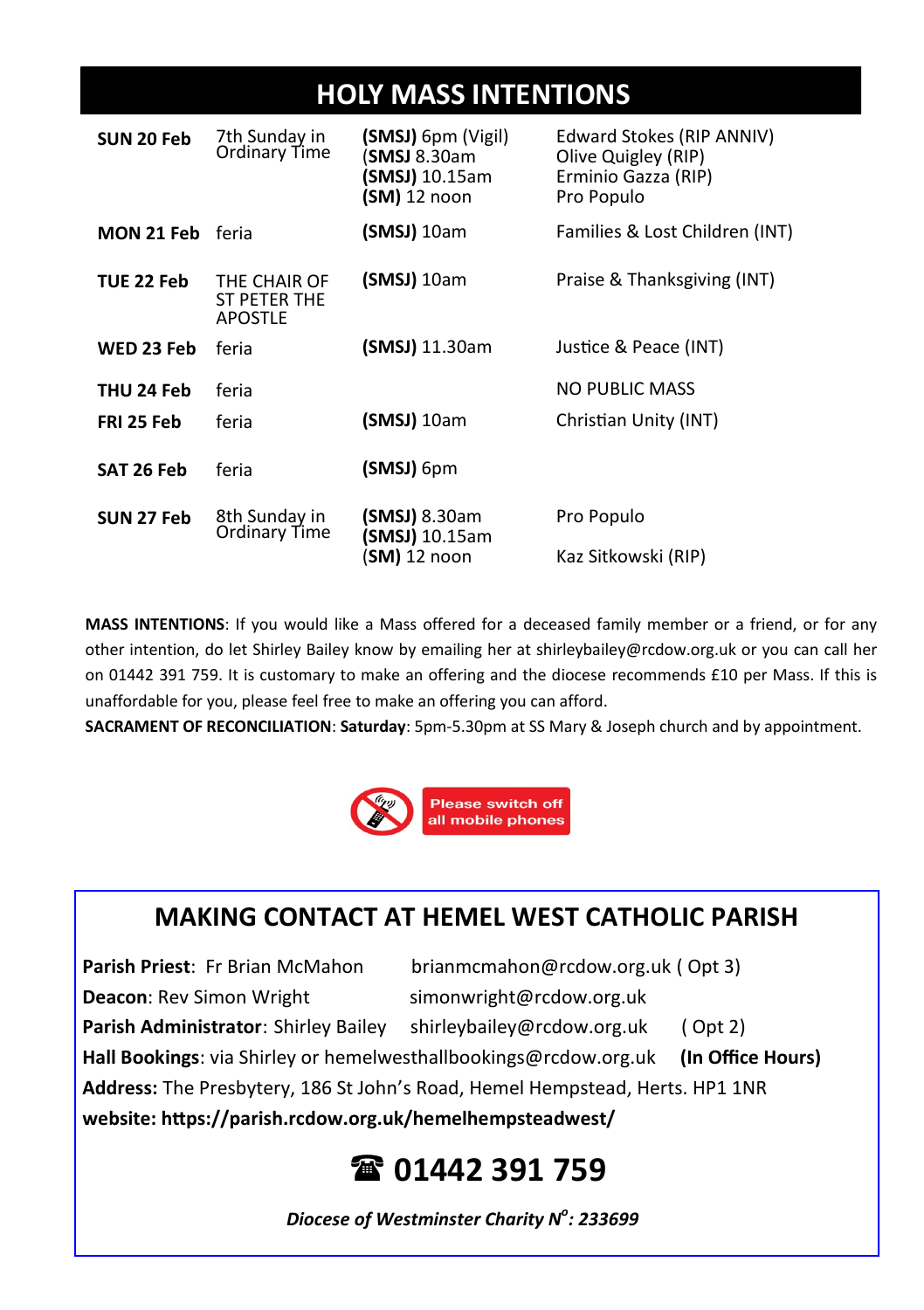# HOLY MASS INTENTIONS

| | | | |
|---|---|---|---|
| **SUN 20 Feb** | 7th Sunday in Ordinary Time | **(SMSJ)** 6pm (Vigil)<br>(**SMSJ** 8.30am<br>(**SMSJ)** 10.15am<br>**(SM)** 12 noon | Edward Stokes (RIP ANNIV)<br>Olive Quigley (RIP)<br>Erminio Gazza (RIP)<br>Pro Populo |
| **MON 21 Feb** | feria | **(SMSJ)** 10am | Families & Lost Children (INT) |
| **TUE 22 Feb** | THE CHAIR OF ST PETER THE APOSTLE | **(SMSJ)** 10am | Praise & Thanksgiving (INT) |
| **WED 23 Feb** | feria | **(SMSJ)** 11.30am | Justice & Peace (INT) |
| **THU 24 Feb** | feria | | NO PUBLIC MASS |
| **FRI 25 Feb** | feria | **(SMSJ)** 10am | Christian Unity (INT) |
| **SAT 26 Feb** | feria | **(SMSJ)** 6pm | |
| **SUN 27 Feb** | 8th Sunday in Ordinary Time | **(SMSJ)** 8.30am<br>**(SMSJ)** 10.15am<br>(**SM)** 12 noon | Pro Populo<br><br>Kaz Sitkowski (RIP) |

**MASS INTENTIONS**: If you would like a Mass offered for a deceased family member or a friend, or for any other intention, do let Shirley Bailey know by emailing her at shirleybailey@rcdow.org.uk or you can call her on 01442 391 759. It is customary to make an offering and the diocese recommends £10 per Mass. If this is unaffordable for you, please feel free to make an offering you can afford.

**SACRAMENT OF RECONCILIATION**: **Saturday**: 5pm-5.30pm at SS Mary & Joseph church and by appointment.

Please switch off all mobile phones

## MAKING CONTACT AT HEMEL WEST CATHOLIC PARISH

**Parish Priest**: Fr Brian McMahon brianmcmahon@rcdow.org.uk ( Opt 3)

**Deacon**: Rev Simon Wright simonwright@rcdow.org.uk

**Parish Administrator**: Shirley Bailey shirleybailey@rcdow.org.uk ( Opt 2)

**Hall Bookings**: via Shirley or hemelwesthallbookings@rcdow.org.uk **(In Office Hours)**

**Address:** The Presbytery, 186 St John's Road, Hemel Hempstead, Herts. HP1 1NR

**website: https://parish.rcdow.org.uk/hemelhempsteadwest/**

## ☎ 01442 391 759

***Diocese of Westminster Charity N$^{o}$: 233699***